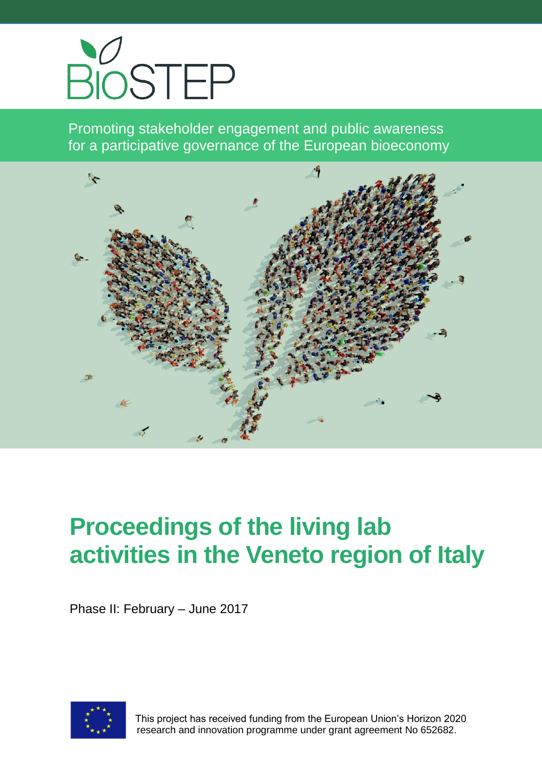BIOSTEP

Promoting stakeholder engagement and public awareness for a participative governance of the European bioeconomy

# Proceedings of the living lab activities in the Veneto region of Italy

Phase II: February – June 2017

This project has received funding from the European Union's Horizon 2020 research and innovation programme under grant agreement No 652682.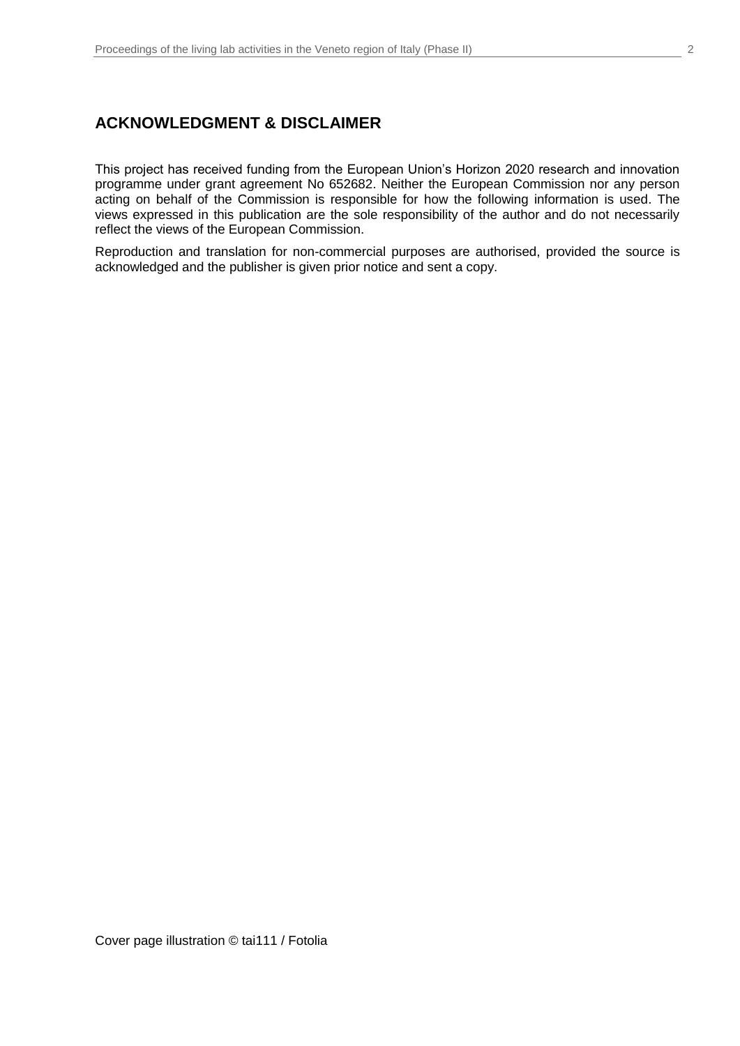## ACKNOWLEDGMENT & DISCLAIMER

This project has received funding from the European Union's Horizon 2020 research and innovation programme under grant agreement No 652682. Neither the European Commission nor any person acting on behalf of the Commission is responsible for how the following information is used. The views expressed in this publication are the sole responsibility of the author and do not necessarily reflect the views of the European Commission.

Reproduction and translation for non-commercial purposes are authorised, provided the source is acknowledged and the publisher is given prior notice and sent a copy.

Cover page illustration © tai111 / Fotolia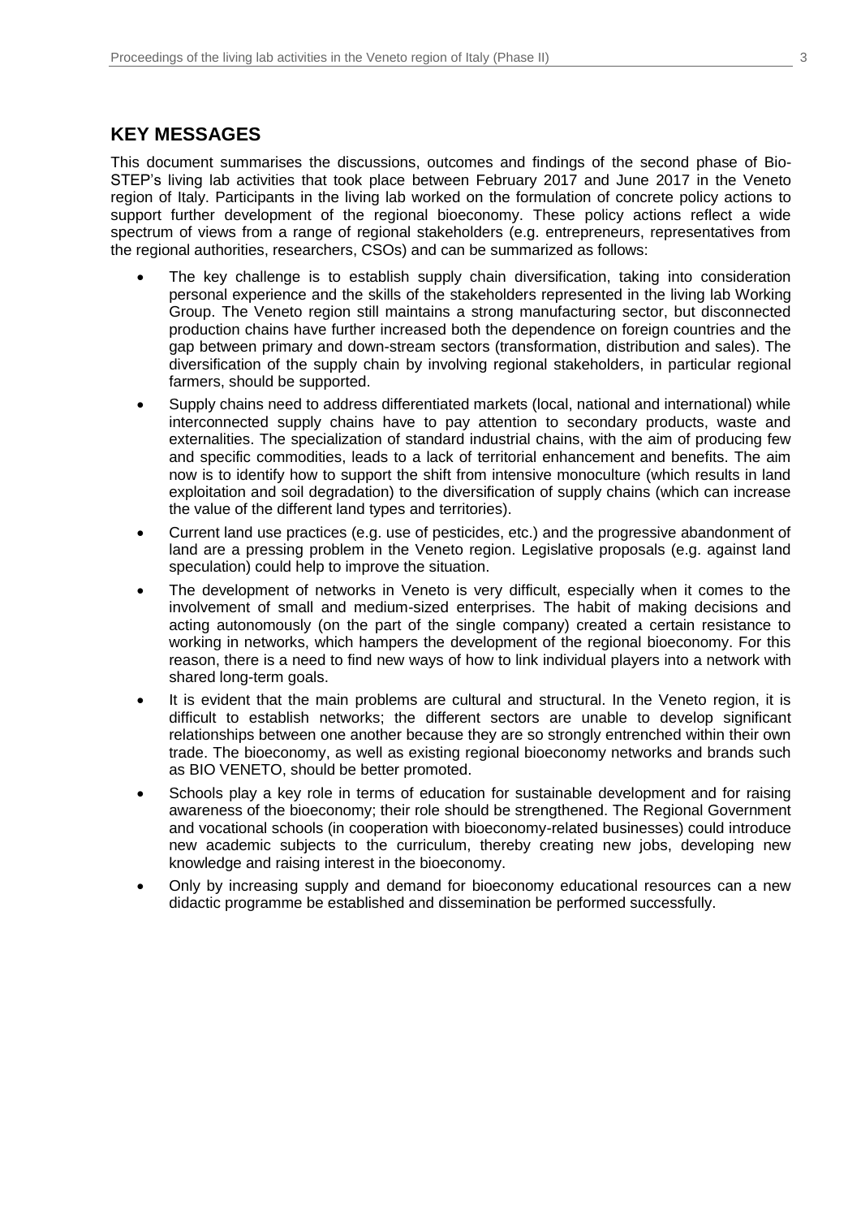## KEY MESSAGES

This document summarises the discussions, outcomes and findings of the second phase of Bio-STEP's living lab activities that took place between February 2017 and June 2017 in the Veneto region of Italy. Participants in the living lab worked on the formulation of concrete policy actions to support further development of the regional bioeconomy. These policy actions reflect a wide spectrum of views from a range of regional stakeholders (e.g. entrepreneurs, representatives from the regional authorities, researchers, CSOs) and can be summarized as follows:

- The key challenge is to establish supply chain diversification, taking into consideration personal experience and the skills of the stakeholders represented in the living lab Working Group. The Veneto region still maintains a strong manufacturing sector, but disconnected production chains have further increased both the dependence on foreign countries and the gap between primary and down-stream sectors (transformation, distribution and sales). The diversification of the supply chain by involving regional stakeholders, in particular regional farmers, should be supported.
- Supply chains need to address differentiated markets (local, national and international) while interconnected supply chains have to pay attention to secondary products, waste and externalities. The specialization of standard industrial chains, with the aim of producing few and specific commodities, leads to a lack of territorial enhancement and benefits. The aim now is to identify how to support the shift from intensive monoculture (which results in land exploitation and soil degradation) to the diversification of supply chains (which can increase the value of the different land types and territories).
- Current land use practices (e.g. use of pesticides, etc.) and the progressive abandonment of land are a pressing problem in the Veneto region. Legislative proposals (e.g. against land speculation) could help to improve the situation.
- The development of networks in Veneto is very difficult, especially when it comes to the involvement of small and medium-sized enterprises. The habit of making decisions and acting autonomously (on the part of the single company) created a certain resistance to working in networks, which hampers the development of the regional bioeconomy. For this reason, there is a need to find new ways of how to link individual players into a network with shared long-term goals.
- It is evident that the main problems are cultural and structural. In the Veneto region, it is difficult to establish networks; the different sectors are unable to develop significant relationships between one another because they are so strongly entrenched within their own trade. The bioeconomy, as well as existing regional bioeconomy networks and brands such as BIO VENETO, should be better promoted.
- Schools play a key role in terms of education for sustainable development and for raising awareness of the bioeconomy; their role should be strengthened. The Regional Government and vocational schools (in cooperation with bioeconomy-related businesses) could introduce new academic subjects to the curriculum, thereby creating new jobs, developing new knowledge and raising interest in the bioeconomy.
- Only by increasing supply and demand for bioeconomy educational resources can a new didactic programme be established and dissemination be performed successfully.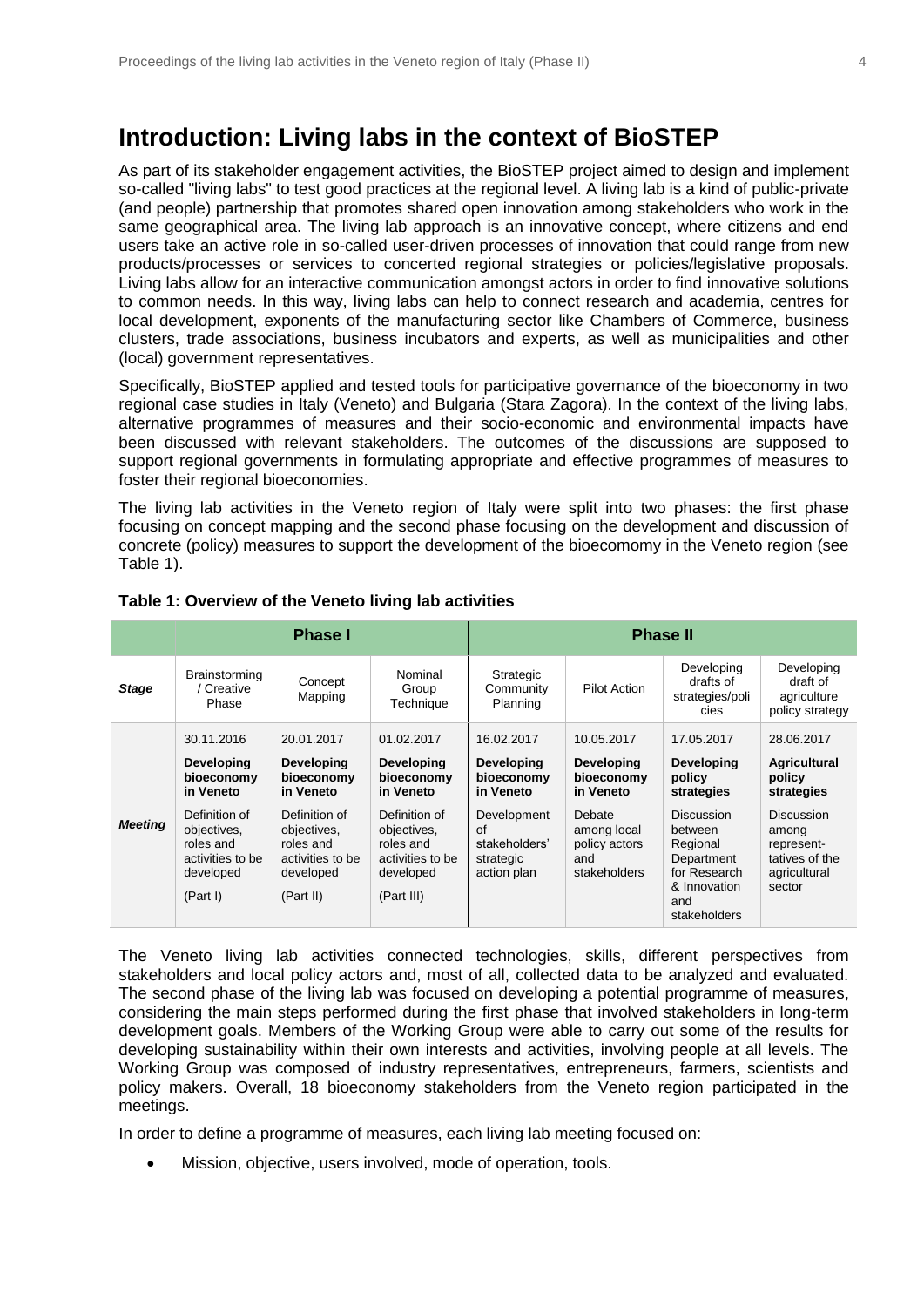# Introduction: Living labs in the context of BioSTEP

As part of its stakeholder engagement activities, the BioSTEP project aimed to design and implement so-called "living labs" to test good practices at the regional level. A living lab is a kind of public-private (and people) partnership that promotes shared open innovation among stakeholders who work in the same geographical area. The living lab approach is an innovative concept, where citizens and end users take an active role in so-called user-driven processes of innovation that could range from new products/processes or services to concerted regional strategies or policies/legislative proposals. Living labs allow for an interactive communication amongst actors in order to find innovative solutions to common needs. In this way, living labs can help to connect research and academia, centres for local development, exponents of the manufacturing sector like Chambers of Commerce, business clusters, trade associations, business incubators and experts, as well as municipalities and other (local) government representatives.

Specifically, BioSTEP applied and tested tools for participative governance of the bioeconomy in two regional case studies in Italy (Veneto) and Bulgaria (Stara Zagora). In the context of the living labs, alternative programmes of measures and their socio-economic and environmental impacts have been discussed with relevant stakeholders. The outcomes of the discussions are supposed to support regional governments in formulating appropriate and effective programmes of measures to foster their regional bioeconomies.

The living lab activities in the Veneto region of Italy were split into two phases: the first phase focusing on concept mapping and the second phase focusing on the development and discussion of concrete (policy) measures to support the development of the bioecomomy in the Veneto region (see Table 1).

**Table 1: Overview of the Veneto living lab activities**

| | **Phase I** | | | **Phase II** | | | |
|---|---|---|---|---|---|---|---|
| ***Stage*** | Brainstorming / Creative Phase | Concept Mapping | Nominal Group Technique | Strategic Community Planning | Pilot Action | Developing drafts of strategies/policies | Developing draft of agriculture policy strategy |
| ***Meeting*** | 30.11.2016<br>**Developing bioeconomy in Veneto**<br>Definition of objectives, roles and activities to be developed<br>(Part I) | 20.01.2017<br>**Developing bioeconomy in Veneto**<br>Definition of objectives, roles and activities to be developed<br>(Part II) | 01.02.2017<br>**Developing bioeconomy in Veneto**<br>Definition of objectives, roles and activities to be developed<br>(Part III) | 16.02.2017<br>**Developing bioeconomy in Veneto**<br>Development of stakeholders' strategic action plan | 10.05.2017<br>**Developing bioeconomy in Veneto**<br>Debate among local policy actors and stakeholders | 17.05.2017<br>**Developing policy strategies**<br>Discussion between Regional Department for Research & Innovation and stakeholders | 28.06.2017<br>**Agricultural policy strategies**<br>Discussion among representatives of the agricultural sector |

The Veneto living lab activities connected technologies, skills, different perspectives from stakeholders and local policy actors and, most of all, collected data to be analyzed and evaluated. The second phase of the living lab was focused on developing a potential programme of measures, considering the main steps performed during the first phase that involved stakeholders in long-term development goals. Members of the Working Group were able to carry out some of the results for developing sustainability within their own interests and activities, involving people at all levels. The Working Group was composed of industry representatives, entrepreneurs, farmers, scientists and policy makers. Overall, 18 bioeconomy stakeholders from the Veneto region participated in the meetings.

In order to define a programme of measures, each living lab meeting focused on:

- Mission, objective, users involved, mode of operation, tools.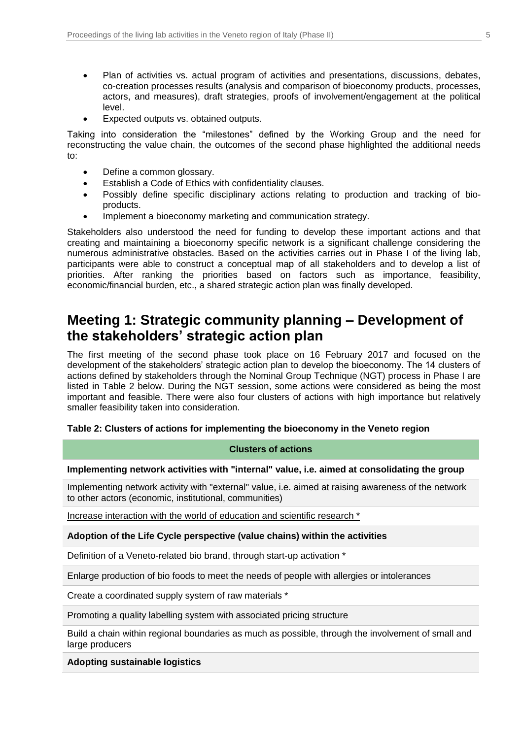- Plan of activities vs. actual program of activities and presentations, discussions, debates, co-creation processes results (analysis and comparison of bioeconomy products, processes, actors, and measures), draft strategies, proofs of involvement/engagement at the political level.
- Expected outputs vs. obtained outputs.

Taking into consideration the "milestones" defined by the Working Group and the need for reconstructing the value chain, the outcomes of the second phase highlighted the additional needs to:

- Define a common glossary.
- Establish a Code of Ethics with confidentiality clauses.
- Possibly define specific disciplinary actions relating to production and tracking of bio-products.
- Implement a bioeconomy marketing and communication strategy.

Stakeholders also understood the need for funding to develop these important actions and that creating and maintaining a bioeconomy specific network is a significant challenge considering the numerous administrative obstacles. Based on the activities carries out in Phase I of the living lab, participants were able to construct a conceptual map of all stakeholders and to develop a list of priorities. After ranking the priorities based on factors such as importance, feasibility, economic/financial burden, etc., a shared strategic action plan was finally developed.

# Meeting 1: Strategic community planning – Development of the stakeholders' strategic action plan

The first meeting of the second phase took place on 16 February 2017 and focused on the development of the stakeholders' strategic action plan to develop the bioeconomy. The 14 clusters of actions defined by stakeholders through the Nominal Group Technique (NGT) process in Phase I are listed in Table 2 below. During the NGT session, some actions were considered as being the most important and feasible. There were also four clusters of actions with high importance but relatively smaller feasibility taken into consideration.

**Table 2: Clusters of actions for implementing the bioeconomy in the Veneto region**

| Clusters of actions |
|---|
| **Implementing network activities with "internal" value, i.e. aimed at consolidating the group** |
| Implementing network activity with "external" value, i.e. aimed at raising awareness of the network to other actors (economic, institutional, communities) |
| <u>Increase interaction with the world of education and scientific research *</u> |
| **Adoption of the Life Cycle perspective (value chains) within the activities** |
| Definition of a Veneto-related bio brand, through start-up activation * |
| Enlarge production of bio foods to meet the needs of people with allergies or intolerances |
| Create a coordinated supply system of raw materials * |
| Promoting a quality labelling system with associated pricing structure |
| Build a chain within regional boundaries as much as possible, through the involvement of small and large producers |
| **Adopting sustainable logistics** |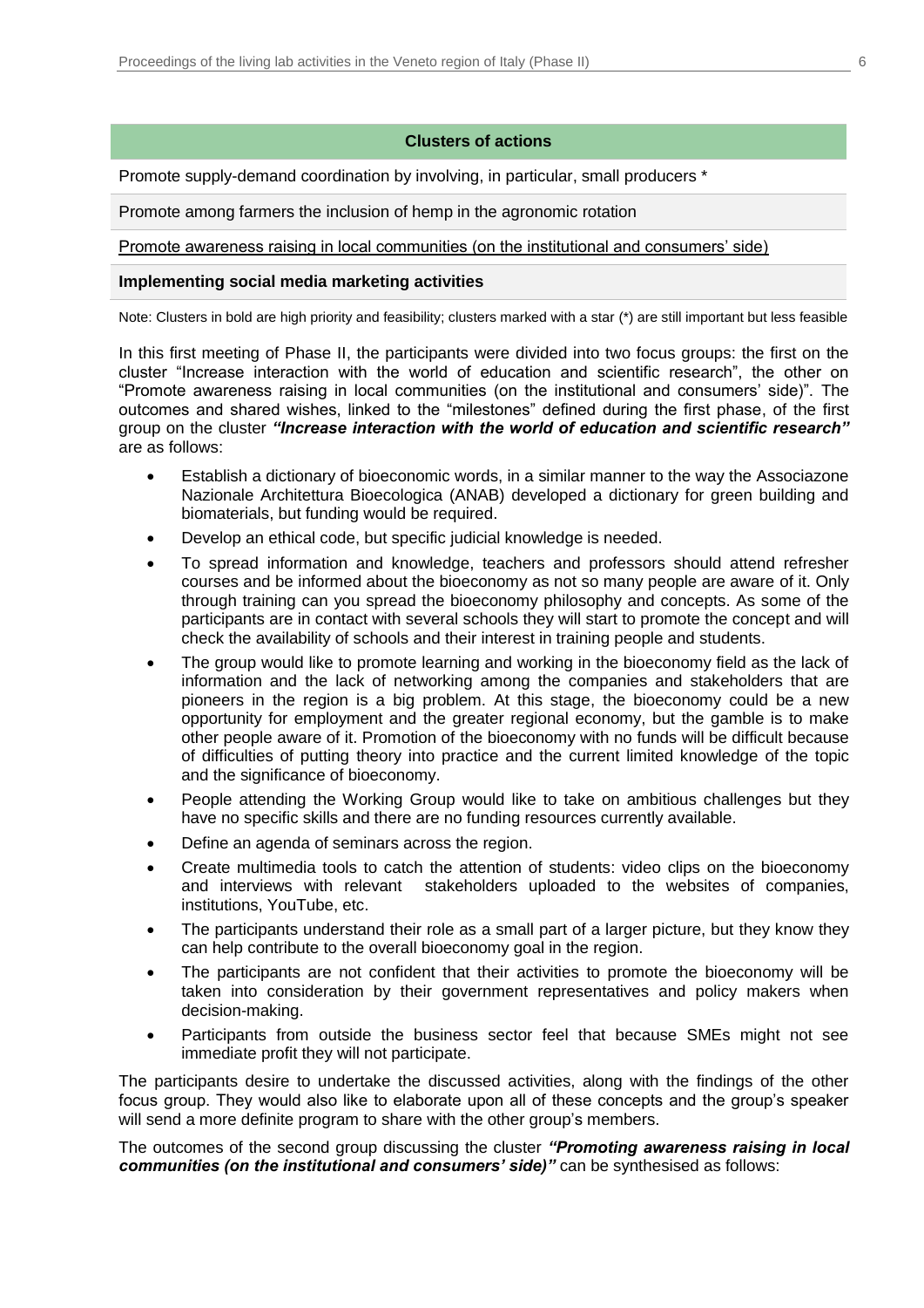| Clusters of actions |
|---|
| Promote supply-demand coordination by involving, in particular, small producers * |
| Promote among farmers the inclusion of hemp in the agronomic rotation |
| <u>Promote awareness raising in local communities (on the institutional and consumers' side)</u> |
| **Implementing social media marketing activities** |

Note: Clusters in bold are high priority and feasibility; clusters marked with a star (*) are still important but less feasible

In this first meeting of Phase II, the participants were divided into two focus groups: the first on the cluster "Increase interaction with the world of education and scientific research", the other on "Promote awareness raising in local communities (on the institutional and consumers' side)". The outcomes and shared wishes, linked to the "milestones" defined during the first phase, of the first group on the cluster ***"Increase interaction with the world of education and scientific research"*** are as follows:

- Establish a dictionary of bioeconomic words, in a similar manner to the way the Associazone Nazionale Architettura Bioecologica (ANAB) developed a dictionary for green building and biomaterials, but funding would be required.
- Develop an ethical code, but specific judicial knowledge is needed.
- To spread information and knowledge, teachers and professors should attend refresher courses and be informed about the bioeconomy as not so many people are aware of it. Only through training can you spread the bioeconomy philosophy and concepts. As some of the participants are in contact with several schools they will start to promote the concept and will check the availability of schools and their interest in training people and students.
- The group would like to promote learning and working in the bioeconomy field as the lack of information and the lack of networking among the companies and stakeholders that are pioneers in the region is a big problem. At this stage, the bioeconomy could be a new opportunity for employment and the greater regional economy, but the gamble is to make other people aware of it. Promotion of the bioeconomy with no funds will be difficult because of difficulties of putting theory into practice and the current limited knowledge of the topic and the significance of bioeconomy.
- People attending the Working Group would like to take on ambitious challenges but they have no specific skills and there are no funding resources currently available.
- Define an agenda of seminars across the region.
- Create multimedia tools to catch the attention of students: video clips on the bioeconomy and interviews with relevant stakeholders uploaded to the websites of companies, institutions, YouTube, etc.
- The participants understand their role as a small part of a larger picture, but they know they can help contribute to the overall bioeconomy goal in the region.
- The participants are not confident that their activities to promote the bioeconomy will be taken into consideration by their government representatives and policy makers when decision-making.
- Participants from outside the business sector feel that because SMEs might not see immediate profit they will not participate.

The participants desire to undertake the discussed activities, along with the findings of the other focus group. They would also like to elaborate upon all of these concepts and the group's speaker will send a more definite program to share with the other group's members.

The outcomes of the second group discussing the cluster ***"Promoting awareness raising in local communities (on the institutional and consumers' side)"*** can be synthesised as follows: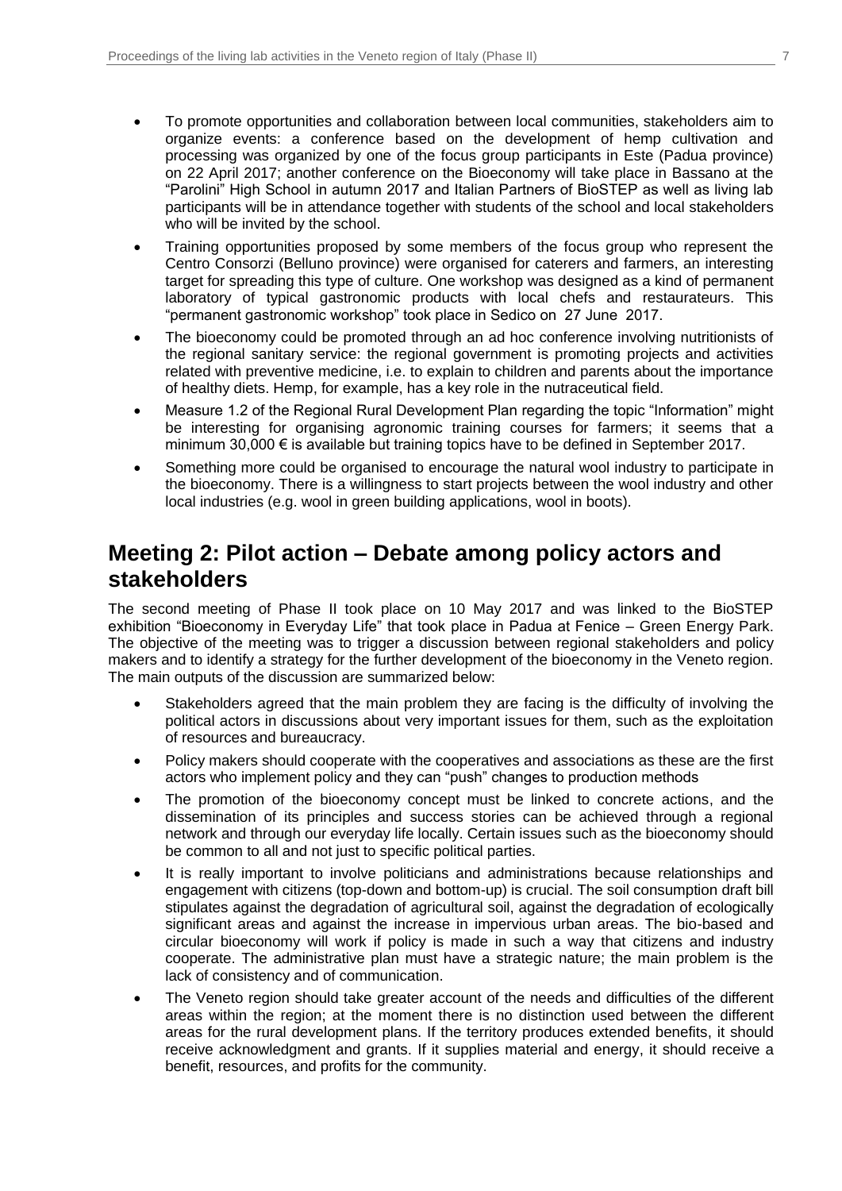- To promote opportunities and collaboration between local communities, stakeholders aim to organize events: a conference based on the development of hemp cultivation and processing was organized by one of the focus group participants in Este (Padua province) on 22 April 2017; another conference on the Bioeconomy will take place in Bassano at the "Parolini" High School in autumn 2017 and Italian Partners of BioSTEP as well as living lab participants will be in attendance together with students of the school and local stakeholders who will be invited by the school.
- Training opportunities proposed by some members of the focus group who represent the Centro Consorzi (Belluno province) were organised for caterers and farmers, an interesting target for spreading this type of culture. One workshop was designed as a kind of permanent laboratory of typical gastronomic products with local chefs and restaurateurs. This "permanent gastronomic workshop" took place in Sedico on 27 June 2017.
- The bioeconomy could be promoted through an ad hoc conference involving nutritionists of the regional sanitary service: the regional government is promoting projects and activities related with preventive medicine, i.e. to explain to children and parents about the importance of healthy diets. Hemp, for example, has a key role in the nutraceutical field.
- Measure 1.2 of the Regional Rural Development Plan regarding the topic "Information" might be interesting for organising agronomic training courses for farmers; it seems that a minimum 30,000 € is available but training topics have to be defined in September 2017.
- Something more could be organised to encourage the natural wool industry to participate in the bioeconomy. There is a willingness to start projects between the wool industry and other local industries (e.g. wool in green building applications, wool in boots).

## Meeting 2: Pilot action – Debate among policy actors and stakeholders

The second meeting of Phase II took place on 10 May 2017 and was linked to the BioSTEP exhibition "Bioeconomy in Everyday Life" that took place in Padua at Fenice – Green Energy Park. The objective of the meeting was to trigger a discussion between regional stakeholders and policy makers and to identify a strategy for the further development of the bioeconomy in the Veneto region. The main outputs of the discussion are summarized below:

- Stakeholders agreed that the main problem they are facing is the difficulty of involving the political actors in discussions about very important issues for them, such as the exploitation of resources and bureaucracy.
- Policy makers should cooperate with the cooperatives and associations as these are the first actors who implement policy and they can "push" changes to production methods
- The promotion of the bioeconomy concept must be linked to concrete actions, and the dissemination of its principles and success stories can be achieved through a regional network and through our everyday life locally. Certain issues such as the bioeconomy should be common to all and not just to specific political parties.
- It is really important to involve politicians and administrations because relationships and engagement with citizens (top-down and bottom-up) is crucial. The soil consumption draft bill stipulates against the degradation of agricultural soil, against the degradation of ecologically significant areas and against the increase in impervious urban areas. The bio-based and circular bioeconomy will work if policy is made in such a way that citizens and industry cooperate. The administrative plan must have a strategic nature; the main problem is the lack of consistency and of communication.
- The Veneto region should take greater account of the needs and difficulties of the different areas within the region; at the moment there is no distinction used between the different areas for the rural development plans. If the territory produces extended benefits, it should receive acknowledgment and grants. If it supplies material and energy, it should receive a benefit, resources, and profits for the community.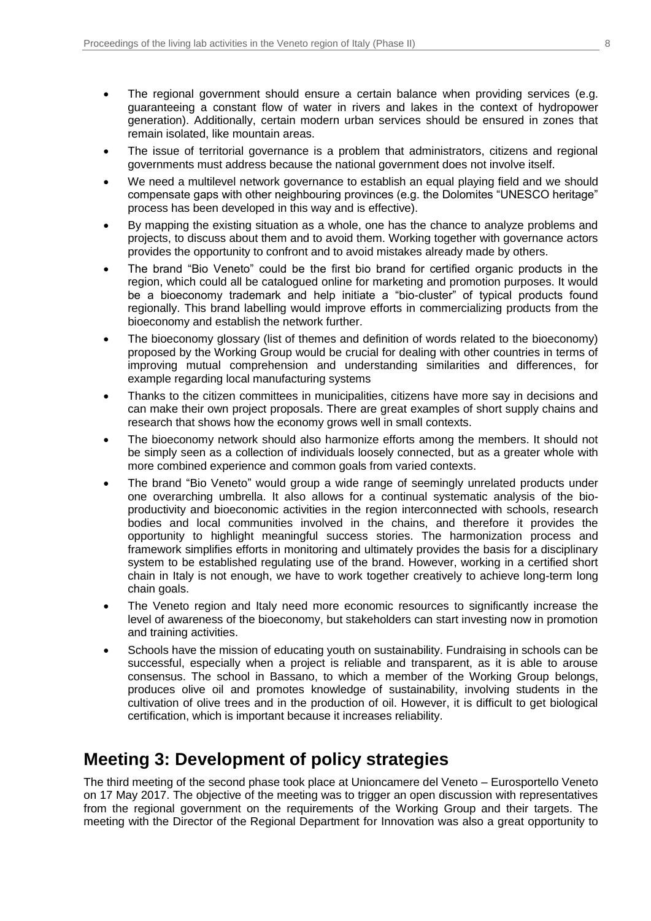- The regional government should ensure a certain balance when providing services (e.g. guaranteeing a constant flow of water in rivers and lakes in the context of hydropower generation). Additionally, certain modern urban services should be ensured in zones that remain isolated, like mountain areas.
- The issue of territorial governance is a problem that administrators, citizens and regional governments must address because the national government does not involve itself.
- We need a multilevel network governance to establish an equal playing field and we should compensate gaps with other neighbouring provinces (e.g. the Dolomites "UNESCO heritage" process has been developed in this way and is effective).
- By mapping the existing situation as a whole, one has the chance to analyze problems and projects, to discuss about them and to avoid them. Working together with governance actors provides the opportunity to confront and to avoid mistakes already made by others.
- The brand "Bio Veneto" could be the first bio brand for certified organic products in the region, which could all be catalogued online for marketing and promotion purposes. It would be a bioeconomy trademark and help initiate a "bio-cluster" of typical products found regionally. This brand labelling would improve efforts in commercializing products from the bioeconomy and establish the network further.
- The bioeconomy glossary (list of themes and definition of words related to the bioeconomy) proposed by the Working Group would be crucial for dealing with other countries in terms of improving mutual comprehension and understanding similarities and differences, for example regarding local manufacturing systems
- Thanks to the citizen committees in municipalities, citizens have more say in decisions and can make their own project proposals. There are great examples of short supply chains and research that shows how the economy grows well in small contexts.
- The bioeconomy network should also harmonize efforts among the members. It should not be simply seen as a collection of individuals loosely connected, but as a greater whole with more combined experience and common goals from varied contexts.
- The brand "Bio Veneto" would group a wide range of seemingly unrelated products under one overarching umbrella. It also allows for a continual systematic analysis of the bio-productivity and bioeconomic activities in the region interconnected with schools, research bodies and local communities involved in the chains, and therefore it provides the opportunity to highlight meaningful success stories. The harmonization process and framework simplifies efforts in monitoring and ultimately provides the basis for a disciplinary system to be established regulating use of the brand. However, working in a certified short chain in Italy is not enough, we have to work together creatively to achieve long-term long chain goals.
- The Veneto region and Italy need more economic resources to significantly increase the level of awareness of the bioeconomy, but stakeholders can start investing now in promotion and training activities.
- Schools have the mission of educating youth on sustainability. Fundraising in schools can be successful, especially when a project is reliable and transparent, as it is able to arouse consensus. The school in Bassano, to which a member of the Working Group belongs, produces olive oil and promotes knowledge of sustainability, involving students in the cultivation of olive trees and in the production of oil. However, it is difficult to get biological certification, which is important because it increases reliability.

## Meeting 3: Development of policy strategies

The third meeting of the second phase took place at Unioncamere del Veneto – Eurosportello Veneto on 17 May 2017. The objective of the meeting was to trigger an open discussion with representatives from the regional government on the requirements of the Working Group and their targets. The meeting with the Director of the Regional Department for Innovation was also a great opportunity to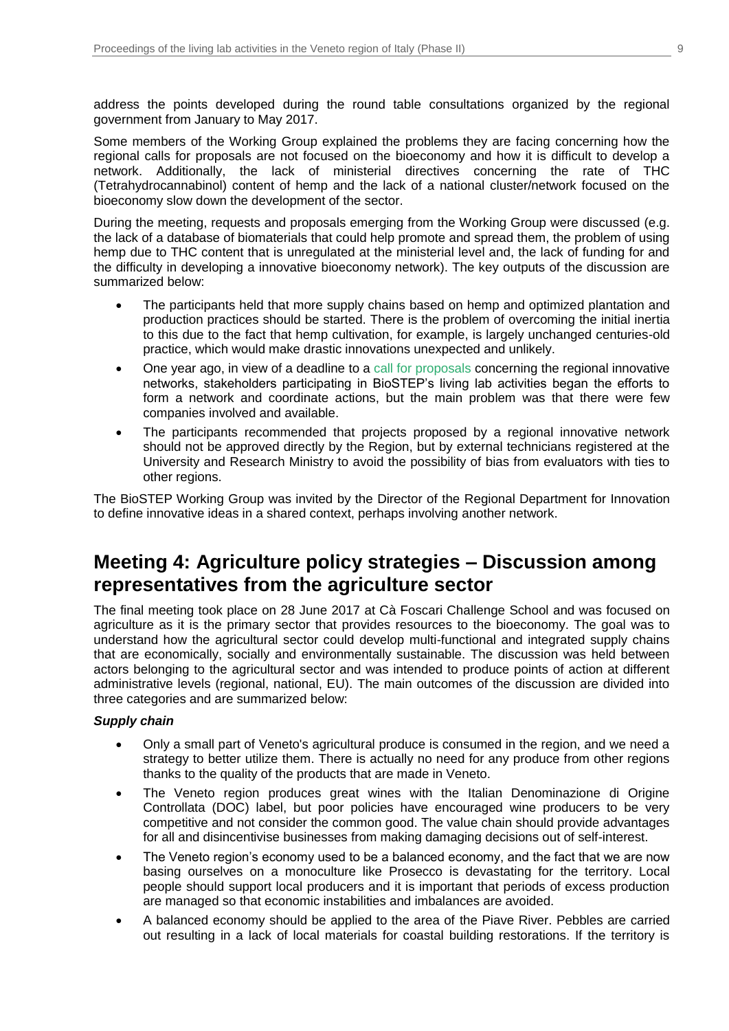address the points developed during the round table consultations organized by the regional government from January to May 2017.

Some members of the Working Group explained the problems they are facing concerning how the regional calls for proposals are not focused on the bioeconomy and how it is difficult to develop a network. Additionally, the lack of ministerial directives concerning the rate of THC (Tetrahydrocannabinol) content of hemp and the lack of a national cluster/network focused on the bioeconomy slow down the development of the sector.

During the meeting, requests and proposals emerging from the Working Group were discussed (e.g. the lack of a database of biomaterials that could help promote and spread them, the problem of using hemp due to THC content that is unregulated at the ministerial level and, the lack of funding for and the difficulty in developing a innovative bioeconomy network). The key outputs of the discussion are summarized below:

- The participants held that more supply chains based on hemp and optimized plantation and production practices should be started. There is the problem of overcoming the initial inertia to this due to the fact that hemp cultivation, for example, is largely unchanged centuries-old practice, which would make drastic innovations unexpected and unlikely.
- One year ago, in view of a deadline to a call for proposals concerning the regional innovative networks, stakeholders participating in BioSTEP's living lab activities began the efforts to form a network and coordinate actions, but the main problem was that there were few companies involved and available.
- The participants recommended that projects proposed by a regional innovative network should not be approved directly by the Region, but by external technicians registered at the University and Research Ministry to avoid the possibility of bias from evaluators with ties to other regions.

The BioSTEP Working Group was invited by the Director of the Regional Department for Innovation to define innovative ideas in a shared context, perhaps involving another network.

# Meeting 4: Agriculture policy strategies – Discussion among representatives from the agriculture sector

The final meeting took place on 28 June 2017 at Cà Foscari Challenge School and was focused on agriculture as it is the primary sector that provides resources to the bioeconomy. The goal was to understand how the agricultural sector could develop multi-functional and integrated supply chains that are economically, socially and environmentally sustainable. The discussion was held between actors belonging to the agricultural sector and was intended to produce points of action at different administrative levels (regional, national, EU). The main outcomes of the discussion are divided into three categories and are summarized below:

***Supply chain***

- Only a small part of Veneto's agricultural produce is consumed in the region, and we need a strategy to better utilize them. There is actually no need for any produce from other regions thanks to the quality of the products that are made in Veneto.
- The Veneto region produces great wines with the Italian Denominazione di Origine Controllata (DOC) label, but poor policies have encouraged wine producers to be very competitive and not consider the common good. The value chain should provide advantages for all and disincentivise businesses from making damaging decisions out of self-interest.
- The Veneto region's economy used to be a balanced economy, and the fact that we are now basing ourselves on a monoculture like Prosecco is devastating for the territory. Local people should support local producers and it is important that periods of excess production are managed so that economic instabilities and imbalances are avoided.
- A balanced economy should be applied to the area of the Piave River. Pebbles are carried out resulting in a lack of local materials for coastal building restorations. If the territory is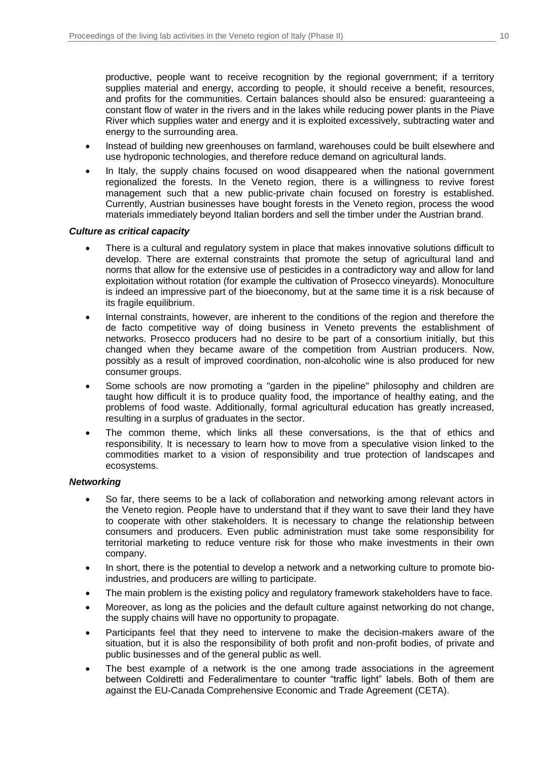productive, people want to receive recognition by the regional government; if a territory supplies material and energy, according to people, it should receive a benefit, resources, and profits for the communities. Certain balances should also be ensured: guaranteeing a constant flow of water in the rivers and in the lakes while reducing power plants in the Piave River which supplies water and energy and it is exploited excessively, subtracting water and energy to the surrounding area.

- Instead of building new greenhouses on farmland, warehouses could be built elsewhere and use hydroponic technologies, and therefore reduce demand on agricultural lands.
- In Italy, the supply chains focused on wood disappeared when the national government regionalized the forests. In the Veneto region, there is a willingness to revive forest management such that a new public-private chain focused on forestry is established. Currently, Austrian businesses have bought forests in the Veneto region, process the wood materials immediately beyond Italian borders and sell the timber under the Austrian brand.

### *Culture as critical capacity*

- There is a cultural and regulatory system in place that makes innovative solutions difficult to develop. There are external constraints that promote the setup of agricultural land and norms that allow for the extensive use of pesticides in a contradictory way and allow for land exploitation without rotation (for example the cultivation of Prosecco vineyards). Monoculture is indeed an impressive part of the bioeconomy, but at the same time it is a risk because of its fragile equilibrium.
- Internal constraints, however, are inherent to the conditions of the region and therefore the de facto competitive way of doing business in Veneto prevents the establishment of networks. Prosecco producers had no desire to be part of a consortium initially, but this changed when they became aware of the competition from Austrian producers. Now, possibly as a result of improved coordination, non-alcoholic wine is also produced for new consumer groups.
- Some schools are now promoting a "garden in the pipeline" philosophy and children are taught how difficult it is to produce quality food, the importance of healthy eating, and the problems of food waste. Additionally, formal agricultural education has greatly increased, resulting in a surplus of graduates in the sector.
- The common theme, which links all these conversations, is the that of ethics and responsibility. It is necessary to learn how to move from a speculative vision linked to the commodities market to a vision of responsibility and true protection of landscapes and ecosystems.

### *Networking*

- So far, there seems to be a lack of collaboration and networking among relevant actors in the Veneto region. People have to understand that if they want to save their land they have to cooperate with other stakeholders. It is necessary to change the relationship between consumers and producers. Even public administration must take some responsibility for territorial marketing to reduce venture risk for those who make investments in their own company.
- In short, there is the potential to develop a network and a networking culture to promote bio-industries, and producers are willing to participate.
- The main problem is the existing policy and regulatory framework stakeholders have to face.
- Moreover, as long as the policies and the default culture against networking do not change, the supply chains will have no opportunity to propagate.
- Participants feel that they need to intervene to make the decision-makers aware of the situation, but it is also the responsibility of both profit and non-profit bodies, of private and public businesses and of the general public as well.
- The best example of a network is the one among trade associations in the agreement between Coldiretti and Federalimentare to counter "traffic light" labels. Both of them are against the EU-Canada Comprehensive Economic and Trade Agreement (CETA).